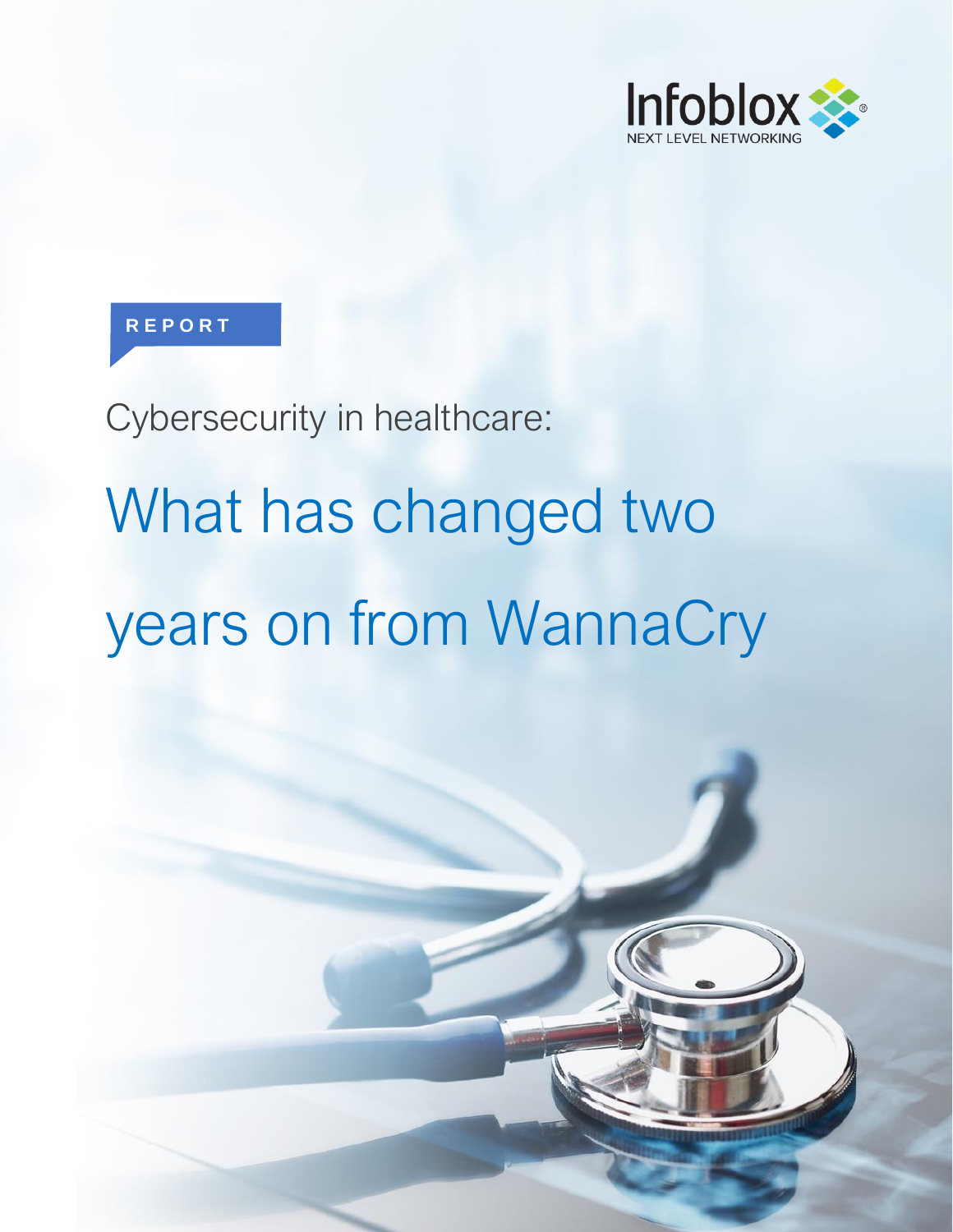Infoblox
NEXT LEVEL NETWORKING

REPORT

Cybersecurity in healthcare:

# What has changed two years on from WannaCry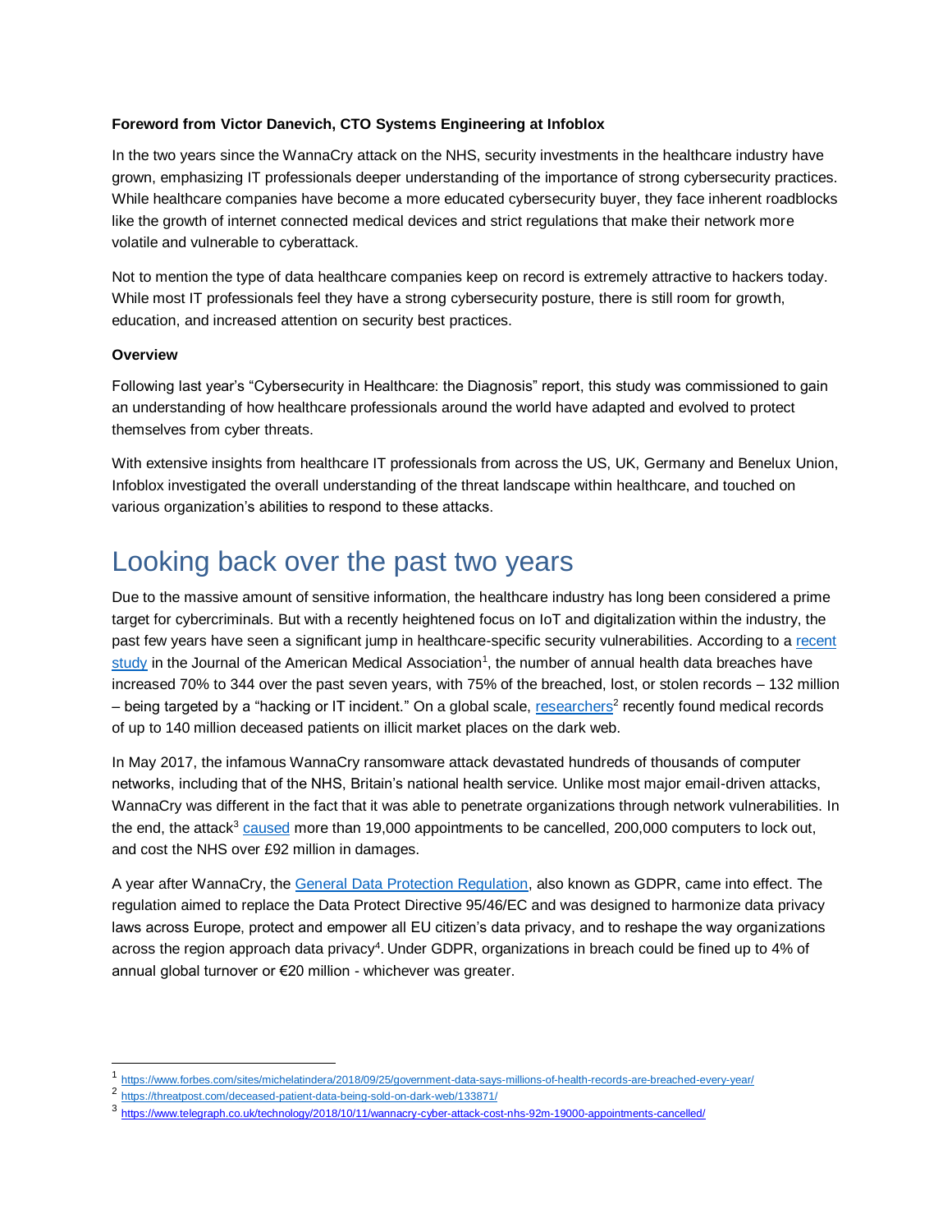**Foreword from Victor Danevich, CTO Systems Engineering at Infoblox**

In the two years since the WannaCry attack on the NHS, security investments in the healthcare industry have grown, emphasizing IT professionals deeper understanding of the importance of strong cybersecurity practices. While healthcare companies have become a more educated cybersecurity buyer, they face inherent roadblocks like the growth of internet connected medical devices and strict regulations that make their network more volatile and vulnerable to cyberattack.

Not to mention the type of data healthcare companies keep on record is extremely attractive to hackers today. While most IT professionals feel they have a strong cybersecurity posture, there is still room for growth, education, and increased attention on security best practices.

**Overview**

Following last year's "Cybersecurity in Healthcare: the Diagnosis" report, this study was commissioned to gain an understanding of how healthcare professionals around the world have adapted and evolved to protect themselves from cyber threats.

With extensive insights from healthcare IT professionals from across the US, UK, Germany and Benelux Union, Infoblox investigated the overall understanding of the threat landscape within healthcare, and touched on various organization's abilities to respond to these attacks.

# Looking back over the past two years

Due to the massive amount of sensitive information, the healthcare industry has long been considered a prime target for cybercriminals. But with a recently heightened focus on IoT and digitalization within the industry, the past few years have seen a significant jump in healthcare-specific security vulnerabilities. According to a recent study in the Journal of the American Medical Association[1], the number of annual health data breaches have increased 70% to 344 over the past seven years, with 75% of the breached, lost, or stolen records – 132 million – being targeted by a "hacking or IT incident." On a global scale, researchers[2] recently found medical records of up to 140 million deceased patients on illicit market places on the dark web.

In May 2017, the infamous WannaCry ransomware attack devastated hundreds of thousands of computer networks, including that of the NHS, Britain's national health service. Unlike most major email-driven attacks, WannaCry was different in the fact that it was able to penetrate organizations through network vulnerabilities. In the end, the attack[3] caused more than 19,000 appointments to be cancelled, 200,000 computers to lock out, and cost the NHS over £92 million in damages.

A year after WannaCry, the General Data Protection Regulation, also known as GDPR, came into effect. The regulation aimed to replace the Data Protect Directive 95/46/EC and was designed to harmonize data privacy laws across Europe, protect and empower all EU citizen's data privacy, and to reshape the way organizations across the region approach data privacy[4]. Under GDPR, organizations in breach could be fined up to 4% of annual global turnover or €20 million - whichever was greater.

---

[1] https://www.forbes.com/sites/michelatindera/2018/09/25/government-data-says-millions-of-health-records-are-breached-every-year/

[2] https://threatpost.com/deceased-patient-data-being-sold-on-dark-web/133871/

[3] https://www.telegraph.co.uk/technology/2018/10/11/wannacry-cyber-attack-cost-nhs-92m-19000-appointments-cancelled/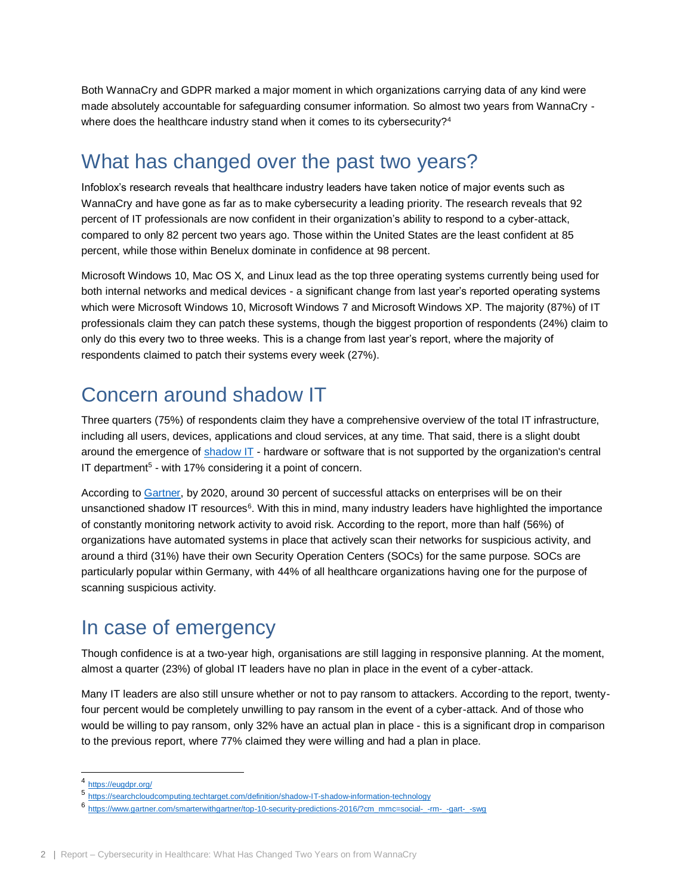Both WannaCry and GDPR marked a major moment in which organizations carrying data of any kind were made absolutely accountable for safeguarding consumer information. So almost two years from WannaCry - where does the healthcare industry stand when it comes to its cybersecurity?[4]

## What has changed over the past two years?

Infoblox's research reveals that healthcare industry leaders have taken notice of major events such as WannaCry and have gone as far as to make cybersecurity a leading priority. The research reveals that 92 percent of IT professionals are now confident in their organization's ability to respond to a cyber-attack, compared to only 82 percent two years ago. Those within the United States are the least confident at 85 percent, while those within Benelux dominate in confidence at 98 percent.

Microsoft Windows 10, Mac OS X, and Linux lead as the top three operating systems currently being used for both internal networks and medical devices - a significant change from last year's reported operating systems which were Microsoft Windows 10, Microsoft Windows 7 and Microsoft Windows XP. The majority (87%) of IT professionals claim they can patch these systems, though the biggest proportion of respondents (24%) claim to only do this every two to three weeks. This is a change from last year's report, where the majority of respondents claimed to patch their systems every week (27%).

## Concern around shadow IT

Three quarters (75%) of respondents claim they have a comprehensive overview of the total IT infrastructure, including all users, devices, applications and cloud services, at any time. That said, there is a slight doubt around the emergence of shadow IT - hardware or software that is not supported by the organization's central IT department[5] - with 17% considering it a point of concern.

According to Gartner, by 2020, around 30 percent of successful attacks on enterprises will be on their unsanctioned shadow IT resources[6]. With this in mind, many industry leaders have highlighted the importance of constantly monitoring network activity to avoid risk. According to the report, more than half (56%) of organizations have automated systems in place that actively scan their networks for suspicious activity, and around a third (31%) have their own Security Operation Centers (SOCs) for the same purpose. SOCs are particularly popular within Germany, with 44% of all healthcare organizations having one for the purpose of scanning suspicious activity.

## In case of emergency

Though confidence is at a two-year high, organisations are still lagging in responsive planning. At the moment, almost a quarter (23%) of global IT leaders have no plan in place in the event of a cyber-attack.

Many IT leaders are also still unsure whether or not to pay ransom to attackers. According to the report, twenty-four percent would be completely unwilling to pay ransom in the event of a cyber-attack. And of those who would be willing to pay ransom, only 32% have an actual plan in place - this is a significant drop in comparison to the previous report, where 77% claimed they were willing and had a plan in place.

---

[4] https://eugdpr.org/

[5] https://searchcloudcomputing.techtarget.com/definition/shadow-IT-shadow-information-technology

[6] https://www.gartner.com/smarterwithgartner/top-10-security-predictions-2016/?cm_mmc=social-_-rm-_-gart-_-swg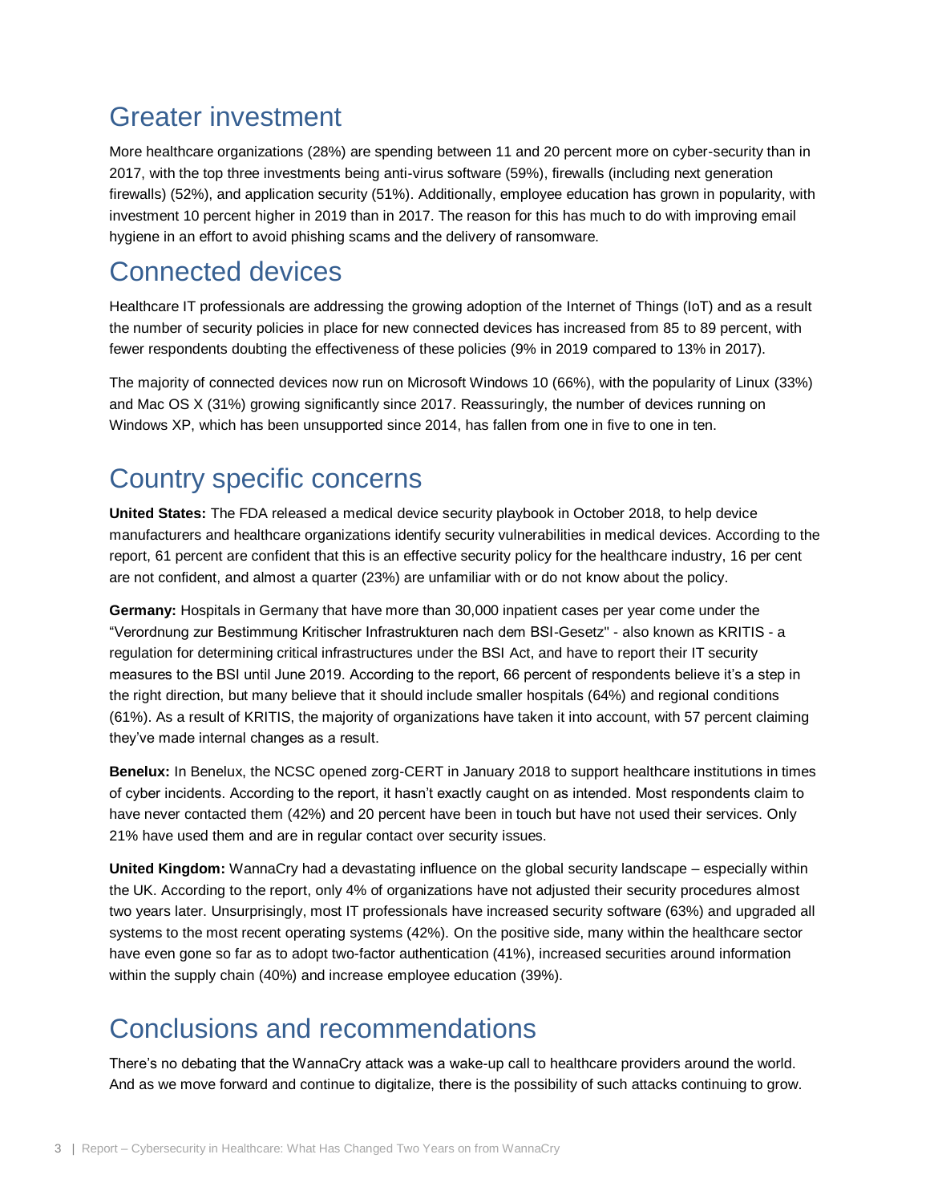## Greater investment

More healthcare organizations (28%) are spending between 11 and 20 percent more on cyber-security than in 2017, with the top three investments being anti-virus software (59%), firewalls (including next generation firewalls) (52%), and application security (51%). Additionally, employee education has grown in popularity, with investment 10 percent higher in 2019 than in 2017. The reason for this has much to do with improving email hygiene in an effort to avoid phishing scams and the delivery of ransomware.

## Connected devices

Healthcare IT professionals are addressing the growing adoption of the Internet of Things (IoT) and as a result the number of security policies in place for new connected devices has increased from 85 to 89 percent, with fewer respondents doubting the effectiveness of these policies (9% in 2019 compared to 13% in 2017).

The majority of connected devices now run on Microsoft Windows 10 (66%), with the popularity of Linux (33%) and Mac OS X (31%) growing significantly since 2017. Reassuringly, the number of devices running on Windows XP, which has been unsupported since 2014, has fallen from one in five to one in ten.

## Country specific concerns

**United States:** The FDA released a medical device security playbook in October 2018, to help device manufacturers and healthcare organizations identify security vulnerabilities in medical devices. According to the report, 61 percent are confident that this is an effective security policy for the healthcare industry, 16 per cent are not confident, and almost a quarter (23%) are unfamiliar with or do not know about the policy.

**Germany:** Hospitals in Germany that have more than 30,000 inpatient cases per year come under the "Verordnung zur Bestimmung Kritischer Infrastrukturen nach dem BSI-Gesetz" - also known as KRITIS - a regulation for determining critical infrastructures under the BSI Act, and have to report their IT security measures to the BSI until June 2019. According to the report, 66 percent of respondents believe it's a step in the right direction, but many believe that it should include smaller hospitals (64%) and regional conditions (61%). As a result of KRITIS, the majority of organizations have taken it into account, with 57 percent claiming they've made internal changes as a result.

**Benelux:** In Benelux, the NCSC opened zorg-CERT in January 2018 to support healthcare institutions in times of cyber incidents. According to the report, it hasn't exactly caught on as intended. Most respondents claim to have never contacted them (42%) and 20 percent have been in touch but have not used their services. Only 21% have used them and are in regular contact over security issues.

**United Kingdom:** WannaCry had a devastating influence on the global security landscape – especially within the UK. According to the report, only 4% of organizations have not adjusted their security procedures almost two years later. Unsurprisingly, most IT professionals have increased security software (63%) and upgraded all systems to the most recent operating systems (42%). On the positive side, many within the healthcare sector have even gone so far as to adopt two-factor authentication (41%), increased securities around information within the supply chain (40%) and increase employee education (39%).

## Conclusions and recommendations

There's no debating that the WannaCry attack was a wake-up call to healthcare providers around the world. And as we move forward and continue to digitalize, there is the possibility of such attacks continuing to grow.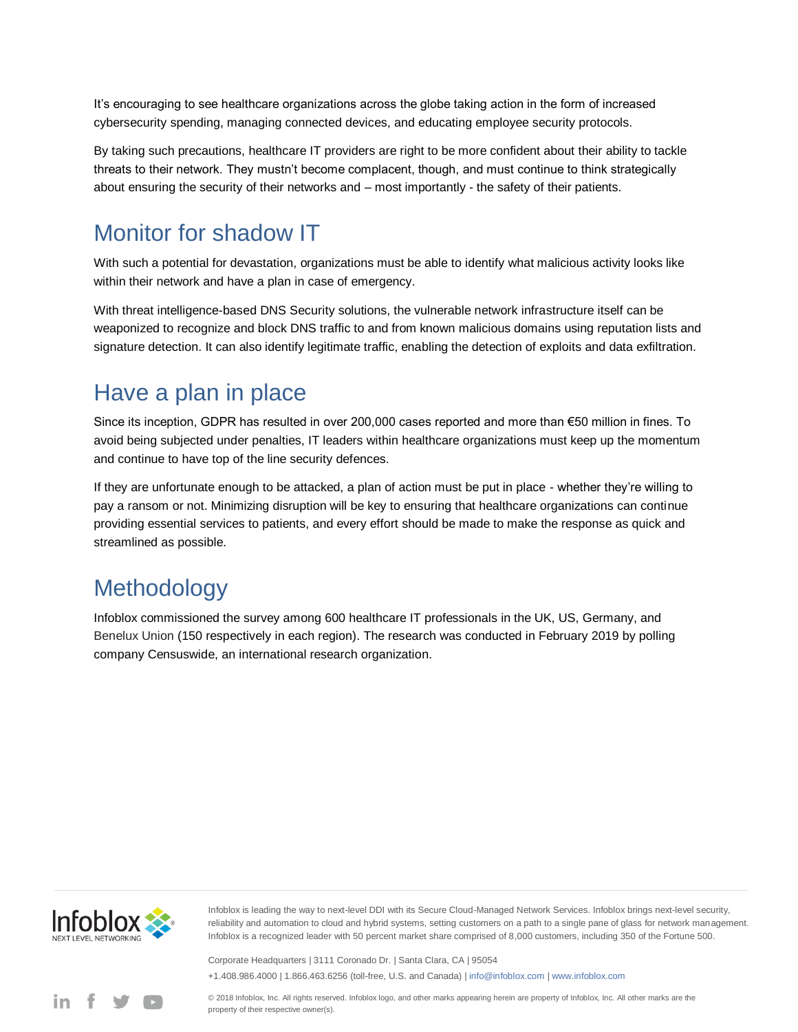It's encouraging to see healthcare organizations across the globe taking action in the form of increased cybersecurity spending, managing connected devices, and educating employee security protocols.

By taking such precautions, healthcare IT providers are right to be more confident about their ability to tackle threats to their network. They mustn't become complacent, though, and must continue to think strategically about ensuring the security of their networks and – most importantly - the safety of their patients.

## Monitor for shadow IT

With such a potential for devastation, organizations must be able to identify what malicious activity looks like within their network and have a plan in case of emergency.

With threat intelligence-based DNS Security solutions, the vulnerable network infrastructure itself can be weaponized to recognize and block DNS traffic to and from known malicious domains using reputation lists and signature detection. It can also identify legitimate traffic, enabling the detection of exploits and data exfiltration.

## Have a plan in place

Since its inception, GDPR has resulted in over 200,000 cases reported and more than €50 million in fines. To avoid being subjected under penalties, IT leaders within healthcare organizations must keep up the momentum and continue to have top of the line security defences.

If they are unfortunate enough to be attacked, a plan of action must be put in place - whether they're willing to pay a ransom or not. Minimizing disruption will be key to ensuring that healthcare organizations can continue providing essential services to patients, and every effort should be made to make the response as quick and streamlined as possible.

## Methodology

Infoblox commissioned the survey among 600 healthcare IT professionals in the UK, US, Germany, and Benelux Union (150 respectively in each region). The research was conducted in February 2019 by polling company Censuswide, an international research organization.

Infoblox
NEXT LEVEL NETWORKING

Infoblox is leading the way to next-level DDI with its Secure Cloud-Managed Network Services. Infoblox brings next-level security, reliability and automation to cloud and hybrid systems, setting customers on a path to a single pane of glass for network management. Infoblox is a recognized leader with 50 percent market share comprised of 8,000 customers, including 350 of the Fortune 500.

Corporate Headquarters | 3111 Coronado Dr. | Santa Clara, CA | 95054

+1.408.986.4000 | 1.866.463.6256 (toll-free, U.S. and Canada) | info@infoblox.com | www.infoblox.com

© 2018 Infoblox, Inc. All rights reserved. Infoblox logo, and other marks appearing herein are property of Infoblox, Inc. All other marks are the property of their respective owner(s).